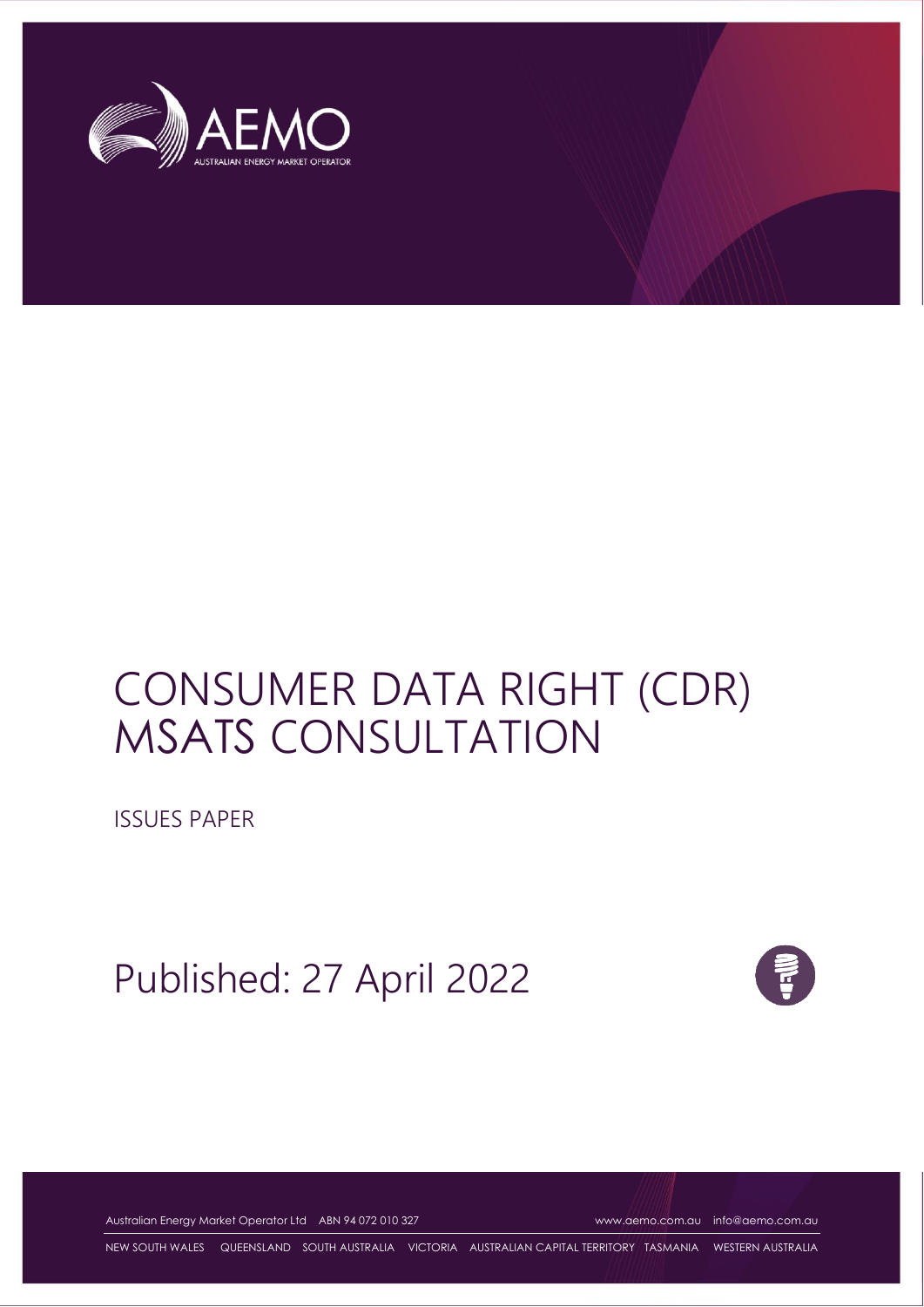# CONSUMER DATA RIGHT (CDR) MSATS CONSULTATION

ISSUES PAPER

Published: 27 April 2022

Australian Energy Market Operator Ltd ABN 94 072 010 327 www.aemo.com.au info@aemo.com.au

NEW SOUTH WALES QUEENSLAND SOUTH AUSTRALIA VICTORIA AUSTRALIAN CAPITAL TERRITORY TASMANIA WESTERN AUSTRALIA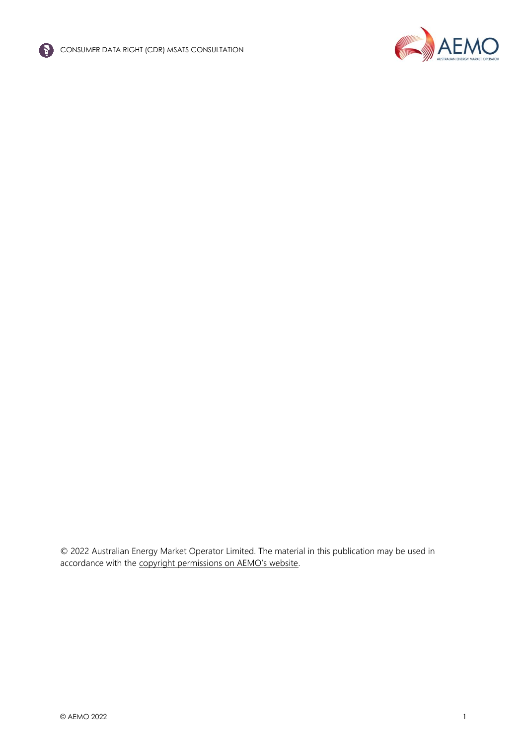© 2022 Australian Energy Market Operator Limited. The material in this publication may be used in accordance with the copyright permissions on AEMO's website.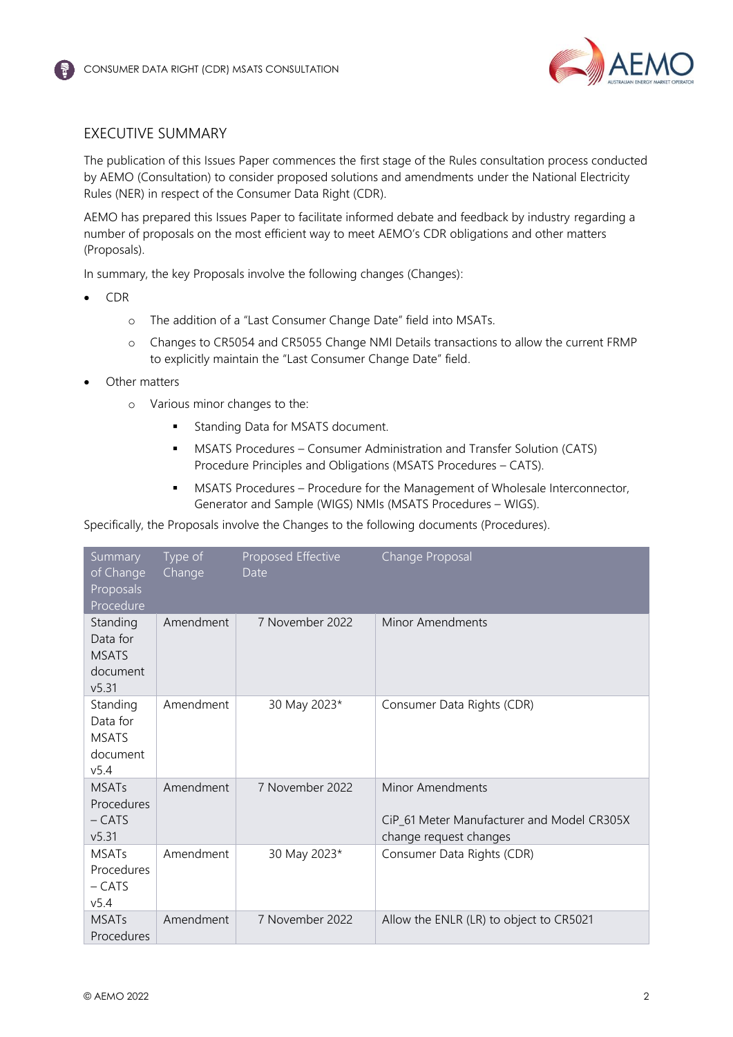## EXECUTIVE SUMMARY

The publication of this Issues Paper commences the first stage of the Rules consultation process conducted by AEMO (Consultation) to consider proposed solutions and amendments under the National Electricity Rules (NER) in respect of the Consumer Data Right (CDR).

AEMO has prepared this Issues Paper to facilitate informed debate and feedback by industry regarding a number of proposals on the most efficient way to meet AEMO's CDR obligations and other matters (Proposals).

In summary, the key Proposals involve the following changes (Changes):

- CDR
  - The addition of a "Last Consumer Change Date" field into MSATs.
  - Changes to CR5054 and CR5055 Change NMI Details transactions to allow the current FRMP to explicitly maintain the "Last Consumer Change Date" field.
- Other matters
  - Various minor changes to the:
    - Standing Data for MSATS document.
    - MSATS Procedures – Consumer Administration and Transfer Solution (CATS) Procedure Principles and Obligations (MSATS Procedures – CATS).
    - MSATS Procedures – Procedure for the Management of Wholesale Interconnector, Generator and Sample (WIGS) NMIs (MSATS Procedures – WIGS).

Specifically, the Proposals involve the Changes to the following documents (Procedures).

| Summary of Change Proposals Procedure | Type of Change | Proposed Effective Date | Change Proposal |
|---|---|---|---|
| Standing Data for MSATS document v5.31 | Amendment | 7 November 2022 | Minor Amendments |
| Standing Data for MSATS document v5.4 | Amendment | 30 May 2023* | Consumer Data Rights (CDR) |
| MSATs Procedures – CATS v5.31 | Amendment | 7 November 2022 | Minor Amendments<br><br>CiP_61 Meter Manufacturer and Model CR305X change request changes |
| MSATs Procedures – CATS v5.4 | Amendment | 30 May 2023* | Consumer Data Rights (CDR) |
| MSATs Procedures | Amendment | 7 November 2022 | Allow the ENLR (LR) to object to CR5021 |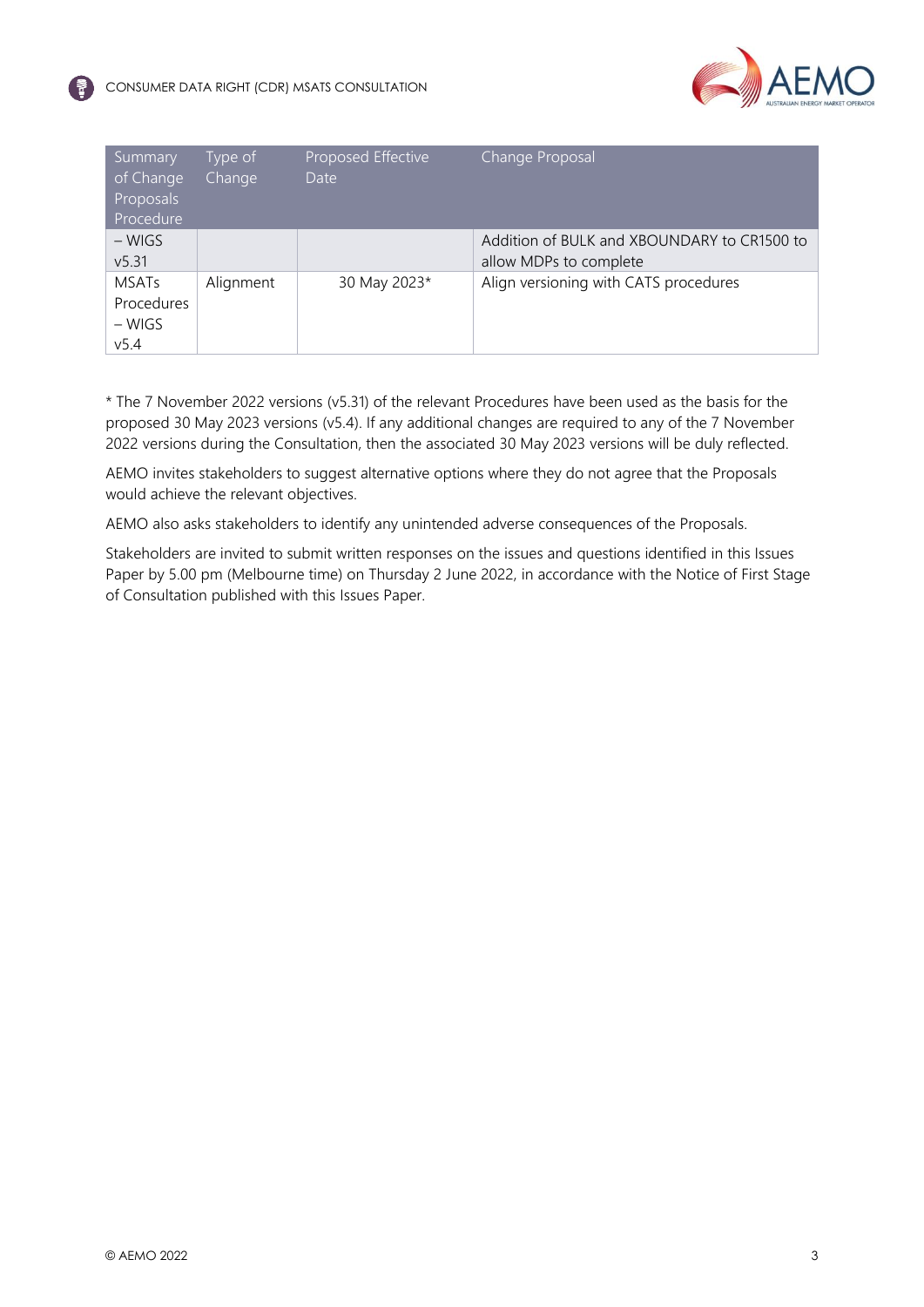| Summary of Change Proposals Procedure | Type of Change | Proposed Effective Date | Change Proposal |
| --- | --- | --- | --- |
| – WIGS v5.31 | | | Addition of BULK and XBOUNDARY to CR1500 to allow MDPs to complete |
| MSATs Procedures – WIGS v5.4 | Alignment | 30 May 2023* | Align versioning with CATS procedures |

\* The 7 November 2022 versions (v5.31) of the relevant Procedures have been used as the basis for the proposed 30 May 2023 versions (v5.4). If any additional changes are required to any of the 7 November 2022 versions during the Consultation, then the associated 30 May 2023 versions will be duly reflected.

AEMO invites stakeholders to suggest alternative options where they do not agree that the Proposals would achieve the relevant objectives.

AEMO also asks stakeholders to identify any unintended adverse consequences of the Proposals.

Stakeholders are invited to submit written responses on the issues and questions identified in this Issues Paper by 5.00 pm (Melbourne time) on Thursday 2 June 2022, in accordance with the Notice of First Stage of Consultation published with this Issues Paper.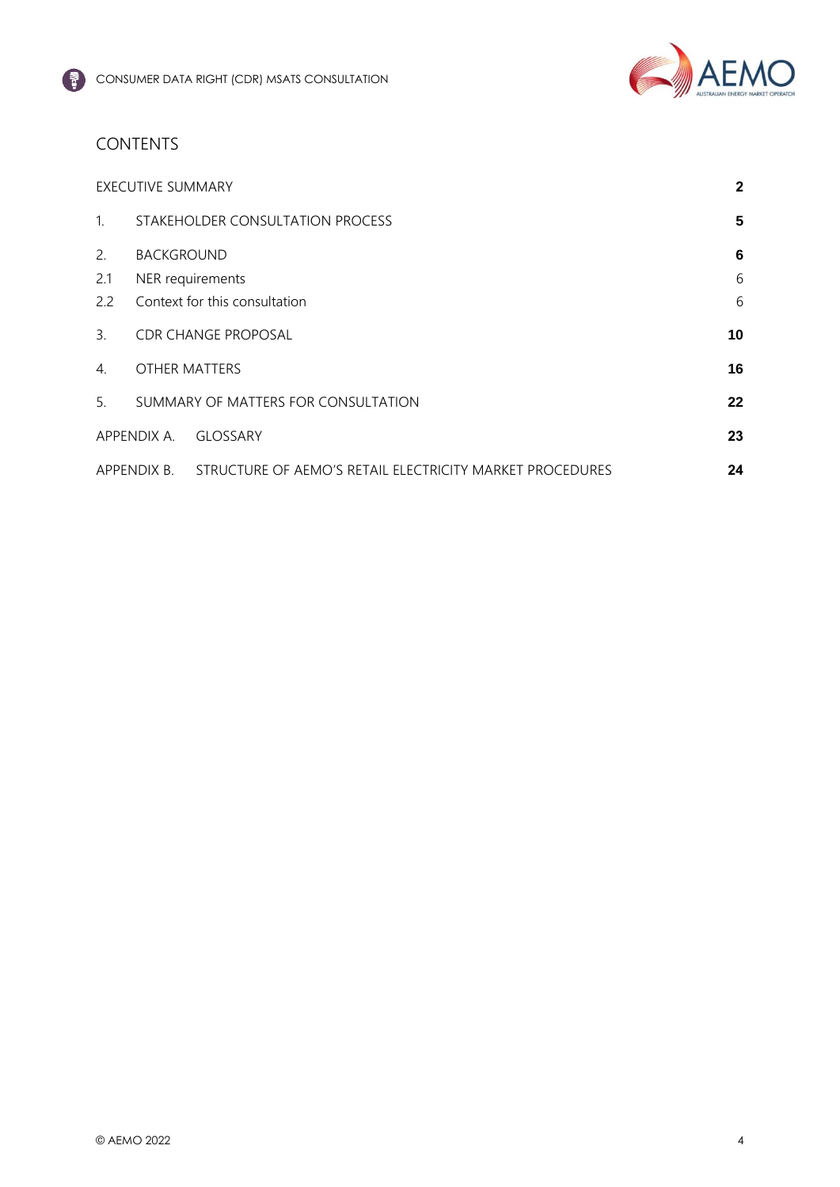# CONTENTS

| | | |
|---|---|---|
| EXECUTIVE SUMMARY | | **2** |
| 1. | STAKEHOLDER CONSULTATION PROCESS | **5** |
| 2. | BACKGROUND | **6** |
| 2.1 | NER requirements | 6 |
| 2.2 | Context for this consultation | 6 |
| 3. | CDR CHANGE PROPOSAL | **10** |
| 4. | OTHER MATTERS | **16** |
| 5. | SUMMARY OF MATTERS FOR CONSULTATION | **22** |
| APPENDIX A. | GLOSSARY | **23** |
| APPENDIX B. | STRUCTURE OF AEMO'S RETAIL ELECTRICITY MARKET PROCEDURES | **24** |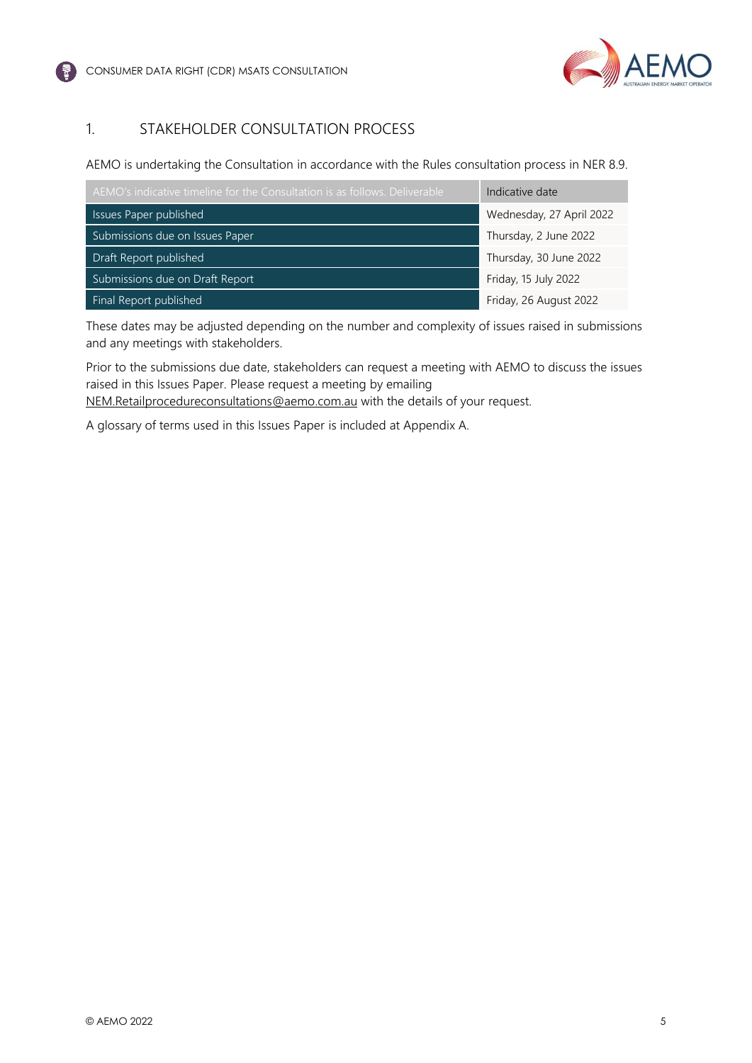# 1. STAKEHOLDER CONSULTATION PROCESS

AEMO is undertaking the Consultation in accordance with the Rules consultation process in NER 8.9.

| AEMO's indicative timeline for the Consultation is as follows. Deliverable | Indicative date |
|---|---|
| Issues Paper published | Wednesday, 27 April 2022 |
| Submissions due on Issues Paper | Thursday, 2 June 2022 |
| Draft Report published | Thursday, 30 June 2022 |
| Submissions due on Draft Report | Friday, 15 July 2022 |
| Final Report published | Friday, 26 August 2022 |

These dates may be adjusted depending on the number and complexity of issues raised in submissions and any meetings with stakeholders.

Prior to the submissions due date, stakeholders can request a meeting with AEMO to discuss the issues raised in this Issues Paper. Please request a meeting by emailing NEM.Retailprocedureconsultations@aemo.com.au with the details of your request.

A glossary of terms used in this Issues Paper is included at Appendix A.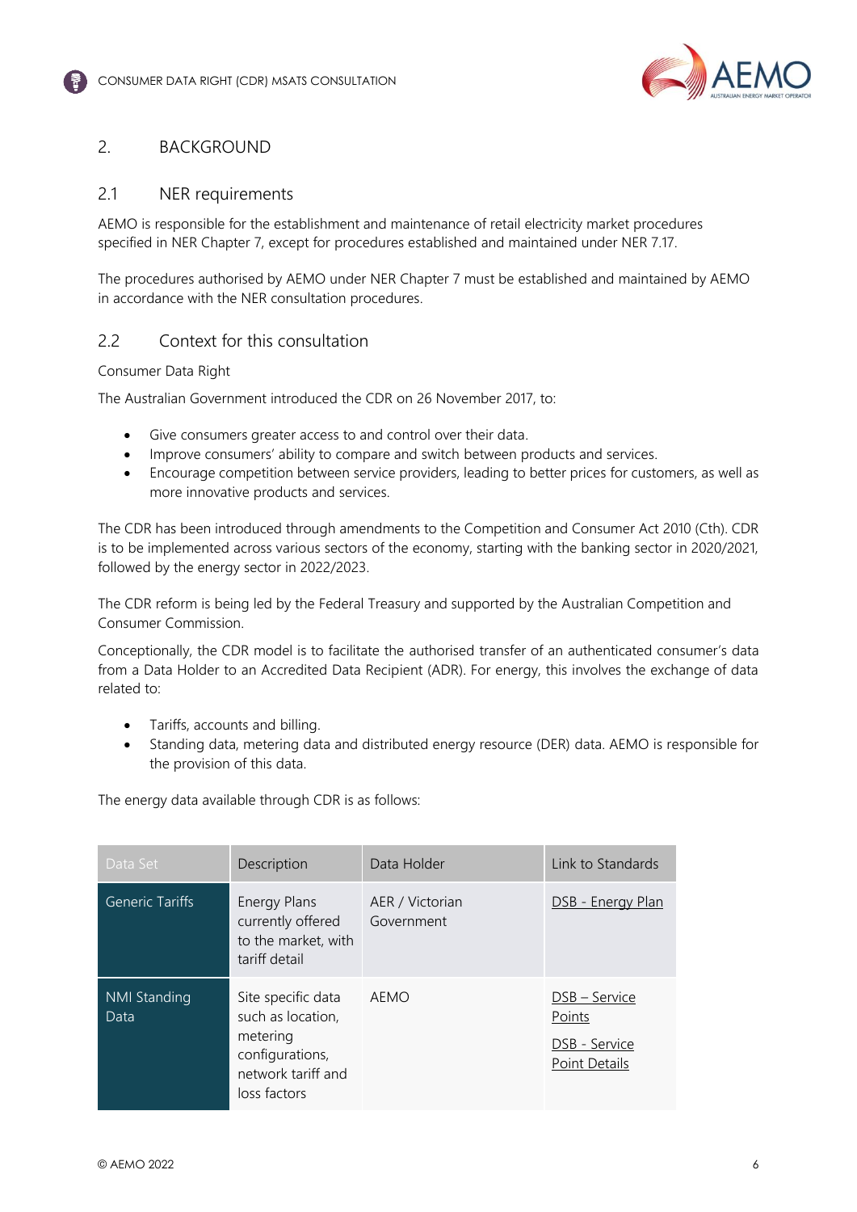## 2. BACKGROUND

### 2.1 NER requirements

AEMO is responsible for the establishment and maintenance of retail electricity market procedures specified in NER Chapter 7, except for procedures established and maintained under NER 7.17.

The procedures authorised by AEMO under NER Chapter 7 must be established and maintained by AEMO in accordance with the NER consultation procedures.

### 2.2 Context for this consultation

Consumer Data Right

The Australian Government introduced the CDR on 26 November 2017, to:

- Give consumers greater access to and control over their data.
- Improve consumers' ability to compare and switch between products and services.
- Encourage competition between service providers, leading to better prices for customers, as well as more innovative products and services.

The CDR has been introduced through amendments to the Competition and Consumer Act 2010 (Cth). CDR is to be implemented across various sectors of the economy, starting with the banking sector in 2020/2021, followed by the energy sector in 2022/2023.

The CDR reform is being led by the Federal Treasury and supported by the Australian Competition and Consumer Commission.

Conceptionally, the CDR model is to facilitate the authorised transfer of an authenticated consumer's data from a Data Holder to an Accredited Data Recipient (ADR). For energy, this involves the exchange of data related to:

- Tariffs, accounts and billing.
- Standing data, metering data and distributed energy resource (DER) data. AEMO is responsible for the provision of this data.

The energy data available through CDR is as follows:

| Data Set | Description | Data Holder | Link to Standards |
|---|---|---|---|
| Generic Tariffs | Energy Plans currently offered to the market, with tariff detail | AER / Victorian Government | DSB - Energy Plan |
| NMI Standing Data | Site specific data such as location, metering configurations, network tariff and loss factors | AEMO | DSB – Service Points<br>DSB - Service Point Details |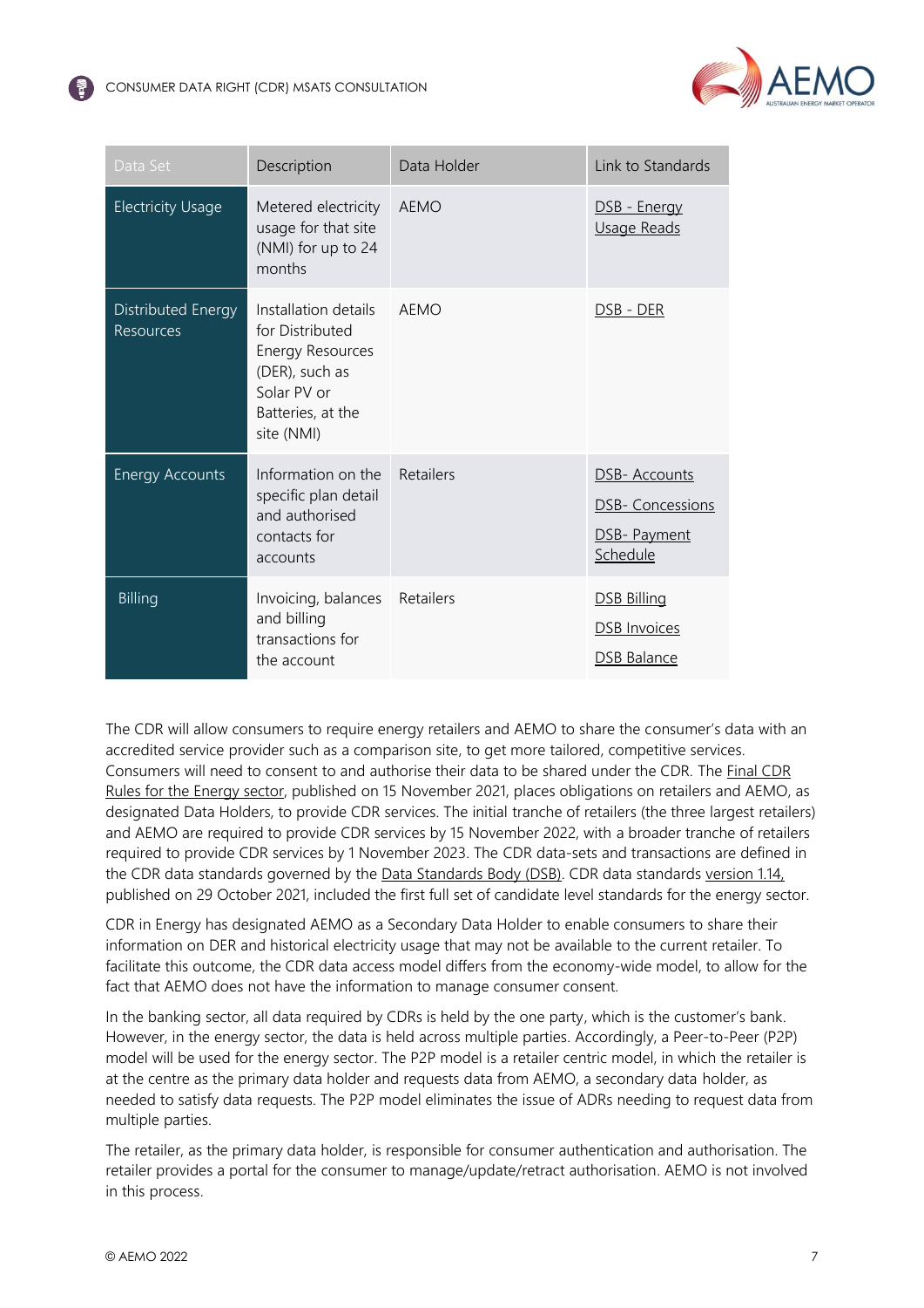| Data Set | Description | Data Holder | Link to Standards |
| --- | --- | --- | --- |
| Electricity Usage | Metered electricity usage for that site (NMI) for up to 24 months | AEMO | DSB - Energy Usage Reads |
| Distributed Energy Resources | Installation details for Distributed Energy Resources (DER), such as Solar PV or Batteries, at the site (NMI) | AEMO | DSB - DER |
| Energy Accounts | Information on the specific plan detail and authorised contacts for accounts | Retailers | DSB- Accounts<br>DSB- Concessions<br>DSB- Payment Schedule |
| Billing | Invoicing, balances and billing transactions for the account | Retailers | DSB Billing<br>DSB Invoices<br>DSB Balance |

The CDR will allow consumers to require energy retailers and AEMO to share the consumer's data with an accredited service provider such as a comparison site, to get more tailored, competitive services. Consumers will need to consent to and authorise their data to be shared under the CDR. The Final CDR Rules for the Energy sector, published on 15 November 2021, places obligations on retailers and AEMO, as designated Data Holders, to provide CDR services. The initial tranche of retailers (the three largest retailers) and AEMO are required to provide CDR services by 15 November 2022, with a broader tranche of retailers required to provide CDR services by 1 November 2023. The CDR data-sets and transactions are defined in the CDR data standards governed by the Data Standards Body (DSB). CDR data standards version 1.14, published on 29 October 2021, included the first full set of candidate level standards for the energy sector.

CDR in Energy has designated AEMO as a Secondary Data Holder to enable consumers to share their information on DER and historical electricity usage that may not be available to the current retailer. To facilitate this outcome, the CDR data access model differs from the economy-wide model, to allow for the fact that AEMO does not have the information to manage consumer consent.

In the banking sector, all data required by CDRs is held by the one party, which is the customer's bank. However, in the energy sector, the data is held across multiple parties. Accordingly, a Peer-to-Peer (P2P) model will be used for the energy sector. The P2P model is a retailer centric model, in which the retailer is at the centre as the primary data holder and requests data from AEMO, a secondary data holder, as needed to satisfy data requests. The P2P model eliminates the issue of ADRs needing to request data from multiple parties.

The retailer, as the primary data holder, is responsible for consumer authentication and authorisation. The retailer provides a portal for the consumer to manage/update/retract authorisation. AEMO is not involved in this process.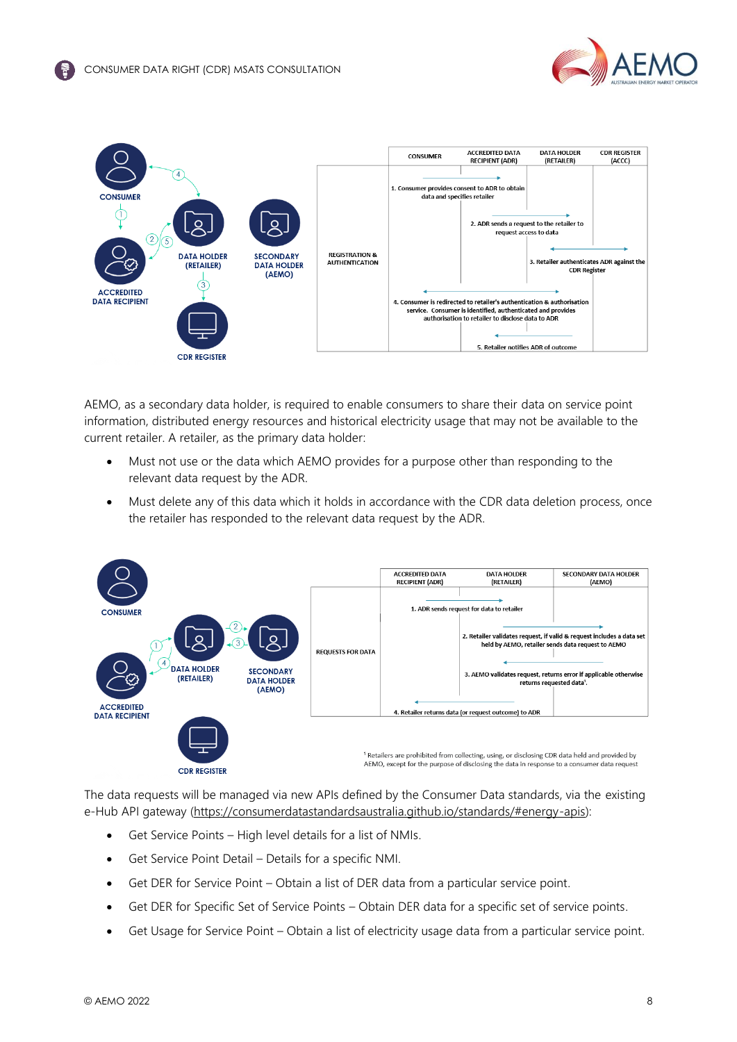| | CONSUMER | ACCREDITED DATA RECIPIENT (ADR) | DATA HOLDER (RETAILER) | CDR REGISTER (ACCC) |
|---|---|---|---|---|
| REGISTRATION & AUTHENTICATION | 1. Consumer provides consent to ADR to obtain data and specifies retailer | | | |
| | 2. ADR sends a request to the retailer to request access to data | | | |
| | 3. Retailer authenticates ADR against the CDR Register | | | |
| | 4. Consumer is redirected to retailer's authentication & authorisation service. Consumer is identified, authenticated and provides authorisation to retailer to disclose data to ADR | | | |
| | 5. Retailer notifies ADR of outcome | | | |

AEMO, as a secondary data holder, is required to enable consumers to share their data on service point information, distributed energy resources and historical electricity usage that may not be available to the current retailer. A retailer, as the primary data holder:

- Must not use or the data which AEMO provides for a purpose other than responding to the relevant data request by the ADR.
- Must delete any of this data which it holds in accordance with the CDR data deletion process, once the retailer has responded to the relevant data request by the ADR.

| | ACCREDITED DATA RECIPIENT (ADR) | DATA HOLDER (RETAILER) | SECONDARY DATA HOLDER (AEMO) |
|---|---|---|---|
| REQUESTS FOR DATA | 1. ADR sends request for data to retailer | | |
| | 2. Retailer validates request, if valid & request includes a data set held by AEMO, retailer sends data request to AEMO | | |
| | 3. AEMO validates request, returns error if applicable otherwise returns requested data[1]. | | |
| | 4. Retailer returns data (or request outcome) to ADR | | |

[1] Retailers are prohibited from collecting, using, or disclosing CDR data held and provided by AEMO, except for the purpose of disclosing the data in response to a consumer data request

The data requests will be managed via new APIs defined by the Consumer Data standards, via the existing e-Hub API gateway (https://consumerdatastandardsaustralia.github.io/standards/#energy-apis):

- Get Service Points – High level details for a list of NMIs.
- Get Service Point Detail – Details for a specific NMI.
- Get DER for Service Point – Obtain a list of DER data from a particular service point.
- Get DER for Specific Set of Service Points – Obtain DER data for a specific set of service points.
- Get Usage for Service Point – Obtain a list of electricity usage data from a particular service point.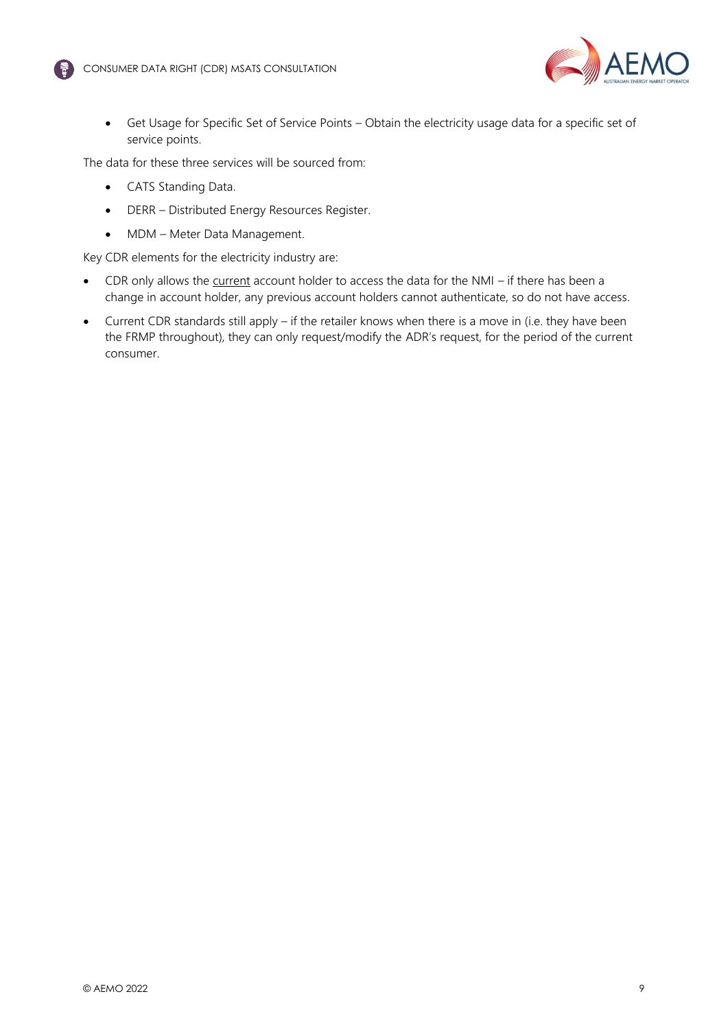- Get Usage for Specific Set of Service Points – Obtain the electricity usage data for a specific set of service points.

The data for these three services will be sourced from:

- CATS Standing Data.
- DERR – Distributed Energy Resources Register.
- MDM – Meter Data Management.

Key CDR elements for the electricity industry are:

- CDR only allows the <u>current</u> account holder to access the data for the NMI – if there has been a change in account holder, any previous account holders cannot authenticate, so do not have access.
- Current CDR standards still apply – if the retailer knows when there is a move in (i.e. they have been the FRMP throughout), they can only request/modify the ADR's request, for the period of the current consumer.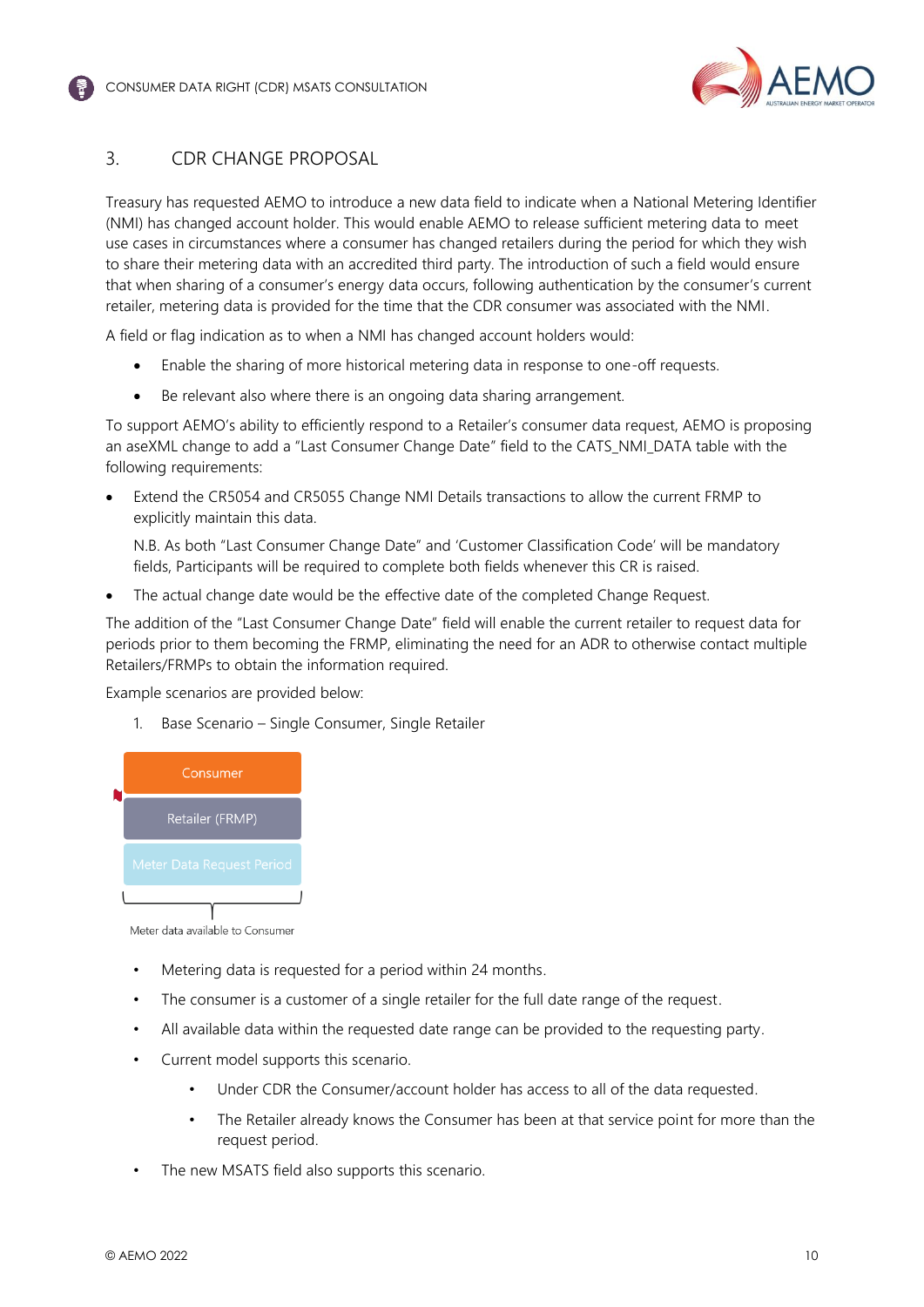## 3. CDR CHANGE PROPOSAL

Treasury has requested AEMO to introduce a new data field to indicate when a National Metering Identifier (NMI) has changed account holder. This would enable AEMO to release sufficient metering data to meet use cases in circumstances where a consumer has changed retailers during the period for which they wish to share their metering data with an accredited third party. The introduction of such a field would ensure that when sharing of a consumer's energy data occurs, following authentication by the consumer's current retailer, metering data is provided for the time that the CDR consumer was associated with the NMI.

A field or flag indication as to when a NMI has changed account holders would:

- Enable the sharing of more historical metering data in response to one-off requests.
- Be relevant also where there is an ongoing data sharing arrangement.

To support AEMO's ability to efficiently respond to a Retailer's consumer data request, AEMO is proposing an aseXML change to add a "Last Consumer Change Date" field to the CATS_NMI_DATA table with the following requirements:

- Extend the CR5054 and CR5055 Change NMI Details transactions to allow the current FRMP to explicitly maintain this data.

  N.B. As both "Last Consumer Change Date" and 'Customer Classification Code' will be mandatory fields, Participants will be required to complete both fields whenever this CR is raised.

- The actual change date would be the effective date of the completed Change Request.

The addition of the "Last Consumer Change Date" field will enable the current retailer to request data for periods prior to them becoming the FRMP, eliminating the need for an ADR to otherwise contact multiple Retailers/FRMPs to obtain the information required.

Example scenarios are provided below:

1. Base Scenario – Single Consumer, Single Retailer

Consumer

Retailer (FRMP)

Meter Data Request Period

Meter data available to Consumer

- Metering data is requested for a period within 24 months.
- The consumer is a customer of a single retailer for the full date range of the request.
- All available data within the requested date range can be provided to the requesting party.
- Current model supports this scenario.
  - Under CDR the Consumer/account holder has access to all of the data requested.
  - The Retailer already knows the Consumer has been at that service point for more than the request period.
- The new MSATS field also supports this scenario.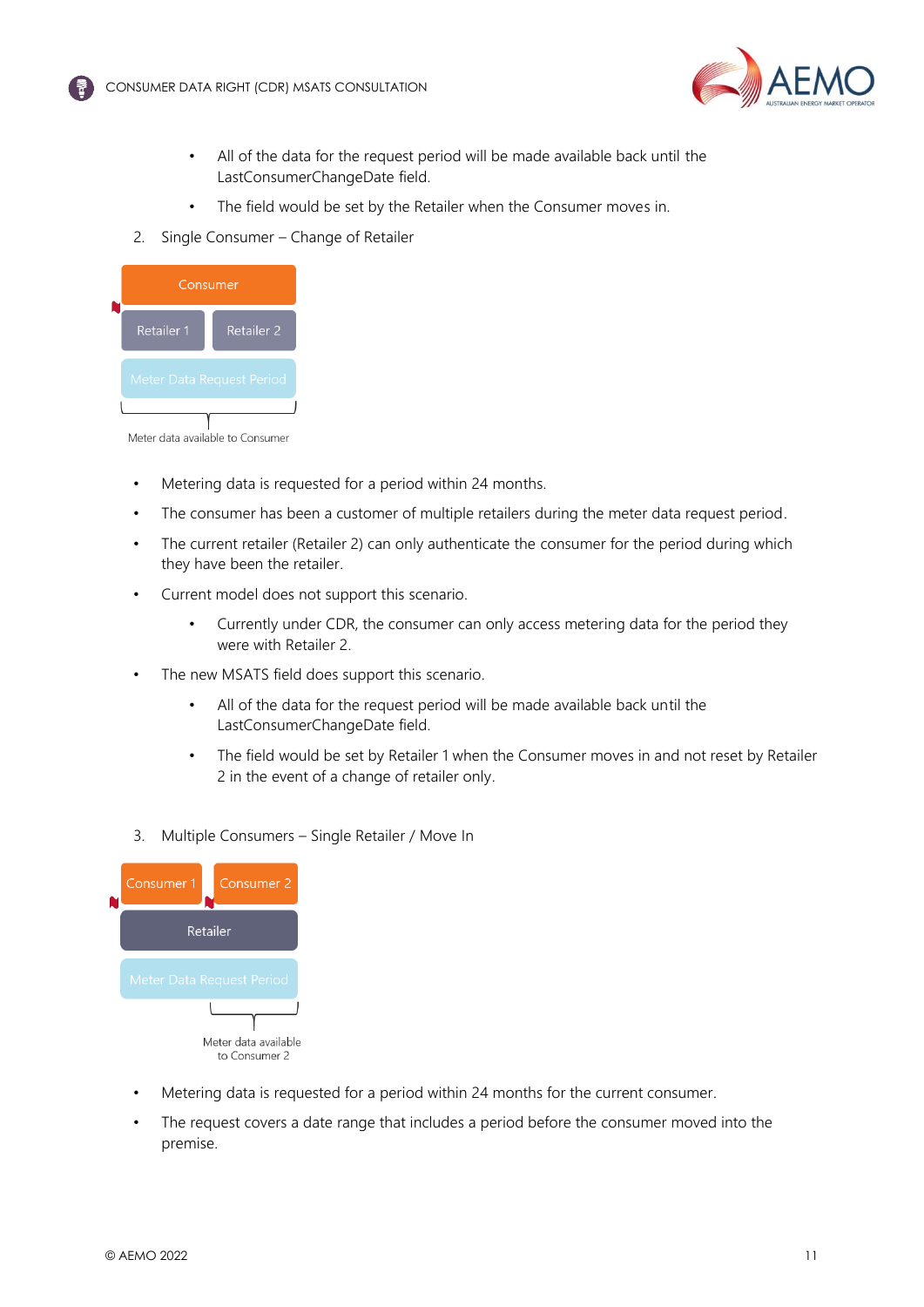- All of the data for the request period will be made available back until the LastConsumerChangeDate field.
  - The field would be set by the Retailer when the Consumer moves in.

2. Single Consumer – Change of Retailer

Consumer

Retailer 1 | Retailer 2

Meter Data Request Period

Meter data available to Consumer

- Metering data is requested for a period within 24 months.
- The consumer has been a customer of multiple retailers during the meter data request period.
- The current retailer (Retailer 2) can only authenticate the consumer for the period during which they have been the retailer.
- Current model does not support this scenario.
  - Currently under CDR, the consumer can only access metering data for the period they were with Retailer 2.
- The new MSATS field does support this scenario.
  - All of the data for the request period will be made available back until the LastConsumerChangeDate field.
  - The field would be set by Retailer 1 when the Consumer moves in and not reset by Retailer 2 in the event of a change of retailer only.

3. Multiple Consumers – Single Retailer / Move In

Consumer 1 | Consumer 2

Retailer

Meter Data Request Period

Meter data available to Consumer 2

- Metering data is requested for a period within 24 months for the current consumer.
- The request covers a date range that includes a period before the consumer moved into the premise.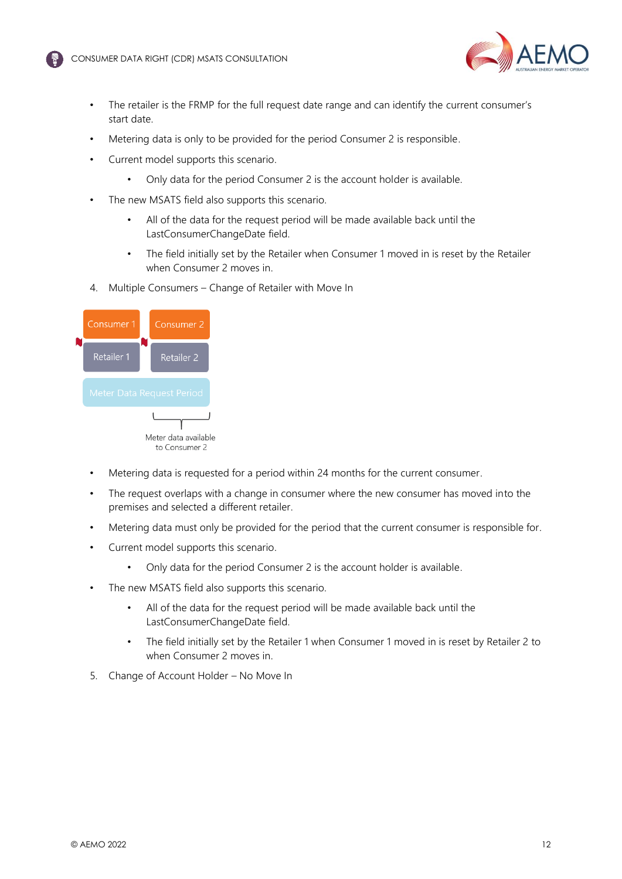- The retailer is the FRMP for the full request date range and can identify the current consumer's start date.
- Metering data is only to be provided for the period Consumer 2 is responsible.
- Current model supports this scenario.
  - Only data for the period Consumer 2 is the account holder is available.
- The new MSATS field also supports this scenario.
  - All of the data for the request period will be made available back until the LastConsumerChangeDate field.
  - The field initially set by the Retailer when Consumer 1 moved in is reset by the Retailer when Consumer 2 moves in.

4. Multiple Consumers – Change of Retailer with Move In

Consumer 1 | Consumer 2
Retailer 1 | Retailer 2
Meter Data Request Period

Meter data available to Consumer 2

- Metering data is requested for a period within 24 months for the current consumer.
- The request overlaps with a change in consumer where the new consumer has moved into the premises and selected a different retailer.
- Metering data must only be provided for the period that the current consumer is responsible for.
- Current model supports this scenario.
  - Only data for the period Consumer 2 is the account holder is available.
- The new MSATS field also supports this scenario.
  - All of the data for the request period will be made available back until the LastConsumerChangeDate field.
  - The field initially set by the Retailer 1 when Consumer 1 moved in is reset by Retailer 2 to when Consumer 2 moves in.

5. Change of Account Holder – No Move In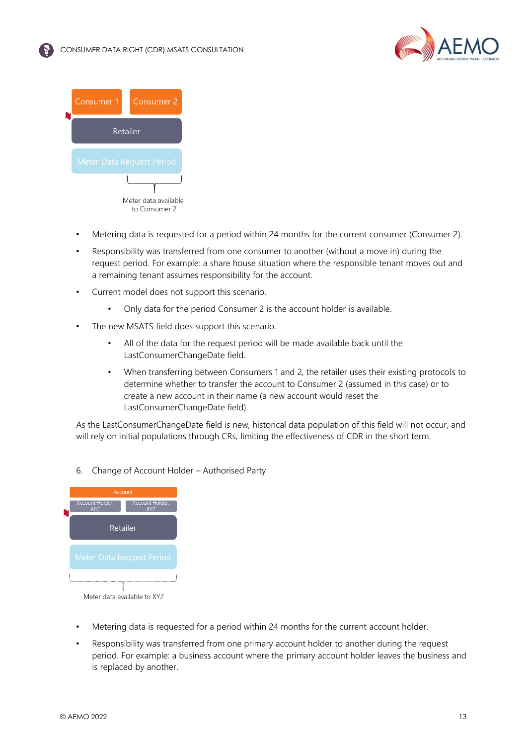Consumer 1 | Consumer 2

Retailer

Meter Data Request Period

Meter data available to Consumer 2

- Metering data is requested for a period within 24 months for the current consumer (Consumer 2).
- Responsibility was transferred from one consumer to another (without a move in) during the request period. For example: a share house situation where the responsible tenant moves out and a remaining tenant assumes responsibility for the account.
- Current model does not support this scenario.
  - Only data for the period Consumer 2 is the account holder is available.
- The new MSATS field does support this scenario.
  - All of the data for the request period will be made available back until the LastConsumerChangeDate field.
  - When transferring between Consumers 1 and 2, the retailer uses their existing protocols to determine whether to transfer the account to Consumer 2 (assumed in this case) or to create a new account in their name (a new account would reset the LastConsumerChangeDate field).

As the LastConsumerChangeDate field is new, historical data population of this field will not occur, and will rely on initial populations through CRs, limiting the effectiveness of CDR in the short term.

6. Change of Account Holder – Authorised Party

Account

Account Holder: ABC | Account Holder: XYZ

Retailer

Meter Data Request Period

Meter data available to XYZ

- Metering data is requested for a period within 24 months for the current account holder.
- Responsibility was transferred from one primary account holder to another during the request period. For example: a business account where the primary account holder leaves the business and is replaced by another.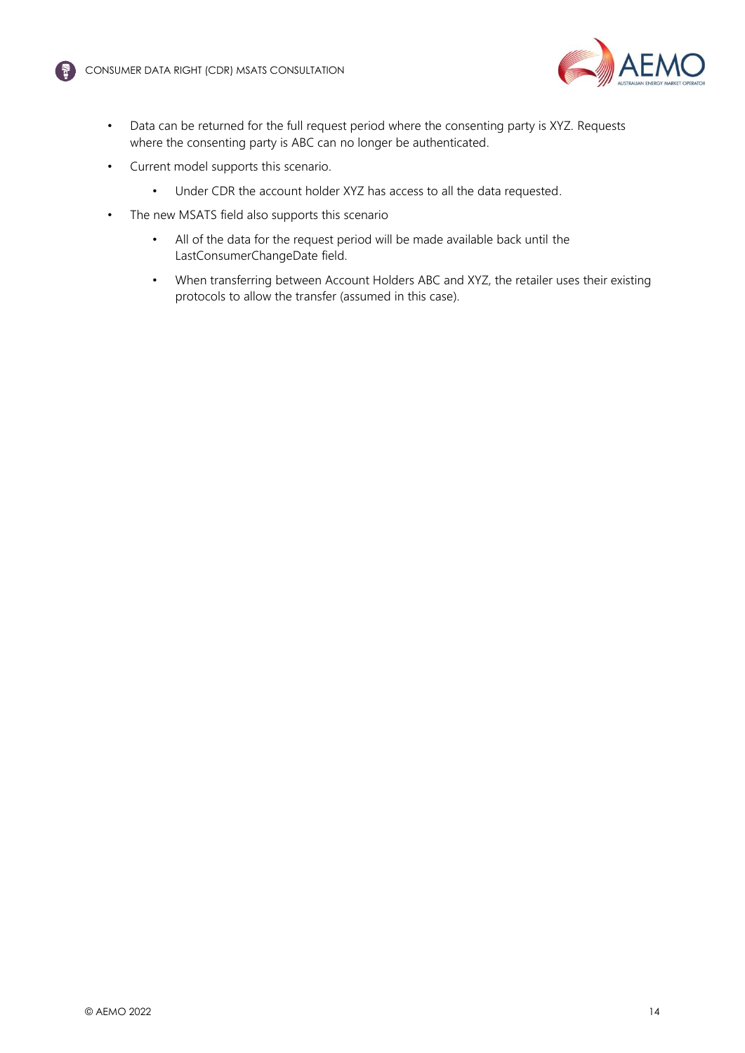- Data can be returned for the full request period where the consenting party is XYZ. Requests where the consenting party is ABC can no longer be authenticated.
- Current model supports this scenario.
  - Under CDR the account holder XYZ has access to all the data requested.
- The new MSATS field also supports this scenario
  - All of the data for the request period will be made available back until the LastConsumerChangeDate field.
  - When transferring between Account Holders ABC and XYZ, the retailer uses their existing protocols to allow the transfer (assumed in this case).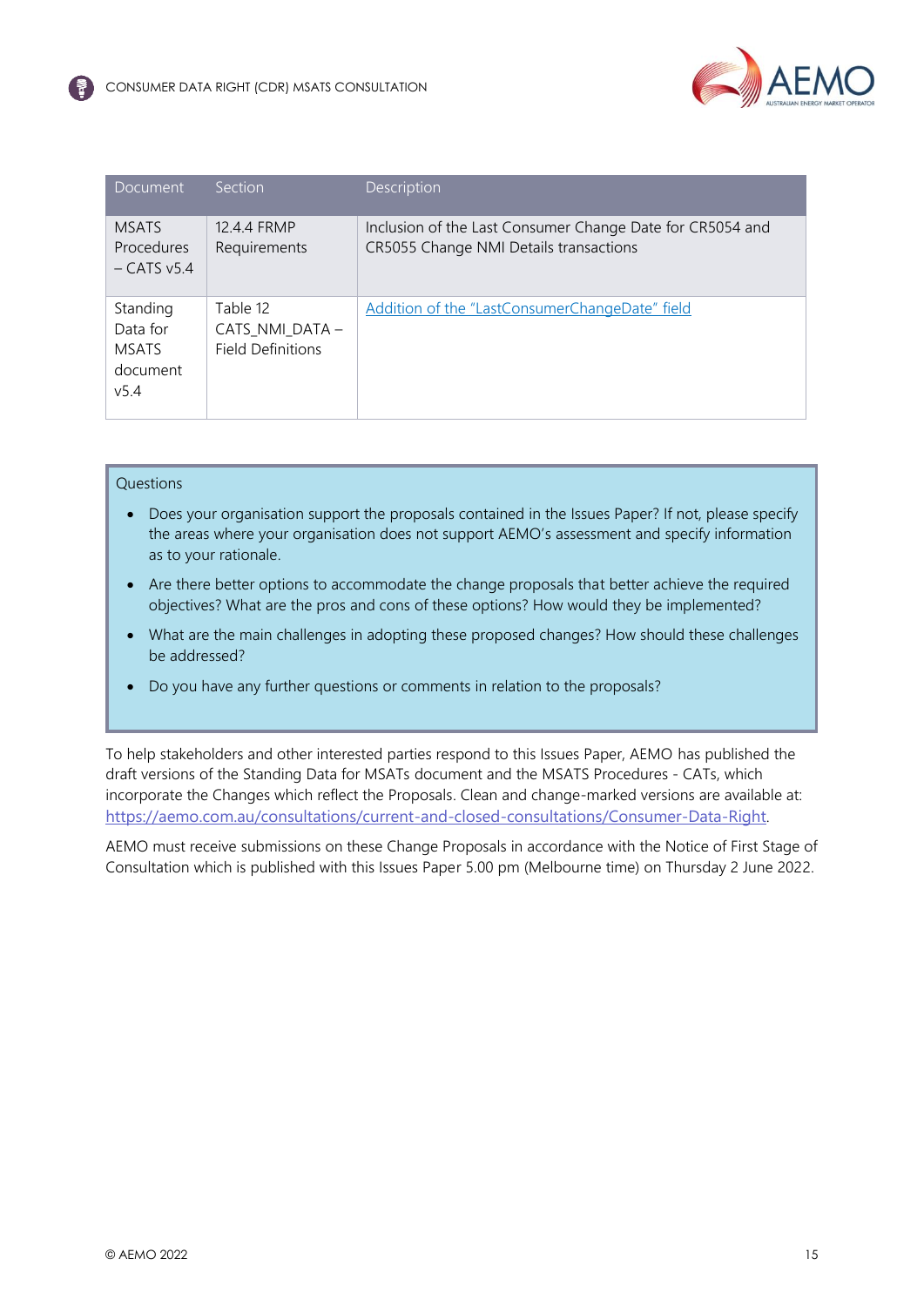| Document | Section | Description |
| --- | --- | --- |
| MSATS Procedures – CATS v5.4 | 12.4.4 FRMP Requirements | Inclusion of the Last Consumer Change Date for CR5054 and CR5055 Change NMI Details transactions |
| Standing Data for MSATS document v5.4 | Table 12 CATS_NMI_DATA – Field Definitions | Addition of the "LastConsumerChangeDate" field |

Questions

- Does your organisation support the proposals contained in the Issues Paper? If not, please specify the areas where your organisation does not support AEMO's assessment and specify information as to your rationale.
- Are there better options to accommodate the change proposals that better achieve the required objectives? What are the pros and cons of these options? How would they be implemented?
- What are the main challenges in adopting these proposed changes? How should these challenges be addressed?
- Do you have any further questions or comments in relation to the proposals?

To help stakeholders and other interested parties respond to this Issues Paper, AEMO has published the draft versions of the Standing Data for MSATs document and the MSATS Procedures - CATs, which incorporate the Changes which reflect the Proposals. Clean and change-marked versions are available at: https://aemo.com.au/consultations/current-and-closed-consultations/Consumer-Data-Right.

AEMO must receive submissions on these Change Proposals in accordance with the Notice of First Stage of Consultation which is published with this Issues Paper 5.00 pm (Melbourne time) on Thursday 2 June 2022.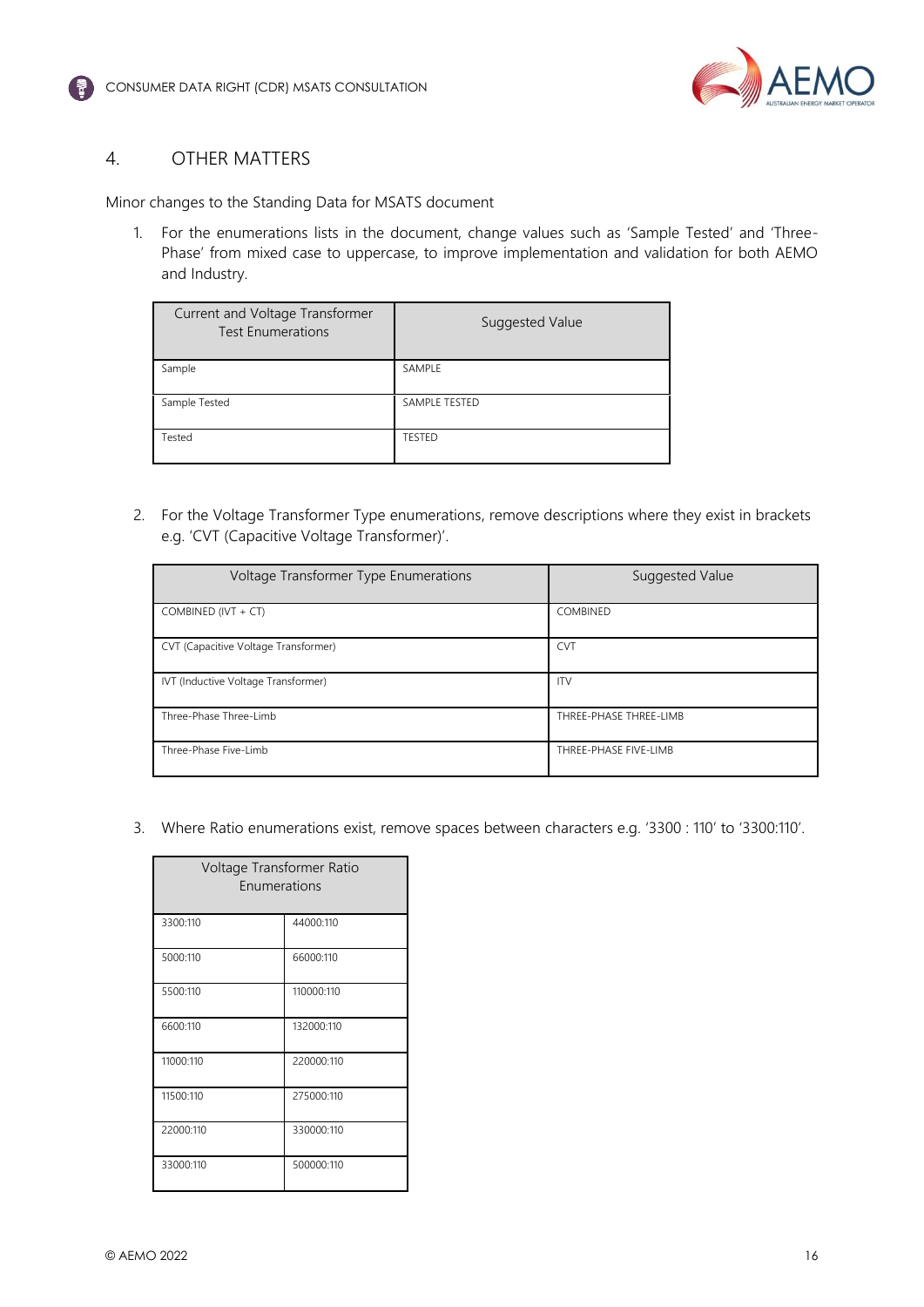## 4. OTHER MATTERS

Minor changes to the Standing Data for MSATS document

1. For the enumerations lists in the document, change values such as 'Sample Tested' and 'Three-Phase' from mixed case to uppercase, to improve implementation and validation for both AEMO and Industry.

| Current and Voltage Transformer Test Enumerations | Suggested Value |
|---|---|
| Sample | SAMPLE |
| Sample Tested | SAMPLE TESTED |
| Tested | TESTED |

2. For the Voltage Transformer Type enumerations, remove descriptions where they exist in brackets e.g. 'CVT (Capacitive Voltage Transformer)'.

| Voltage Transformer Type Enumerations | Suggested Value |
|---|---|
| COMBINED (IVT + CT) | COMBINED |
| CVT (Capacitive Voltage Transformer) | CVT |
| IVT (Inductive Voltage Transformer) | ITV |
| Three-Phase Three-Limb | THREE-PHASE THREE-LIMB |
| Three-Phase Five-Limb | THREE-PHASE FIVE-LIMB |

3. Where Ratio enumerations exist, remove spaces between characters e.g. '3300 : 110' to '3300:110'.

| Voltage Transformer Ratio Enumerations | |
|---|---|
| 3300:110 | 44000:110 |
| 5000:110 | 66000:110 |
| 5500:110 | 110000:110 |
| 6600:110 | 132000:110 |
| 11000:110 | 220000:110 |
| 11500:110 | 275000:110 |
| 22000:110 | 330000:110 |
| 33000:110 | 500000:110 |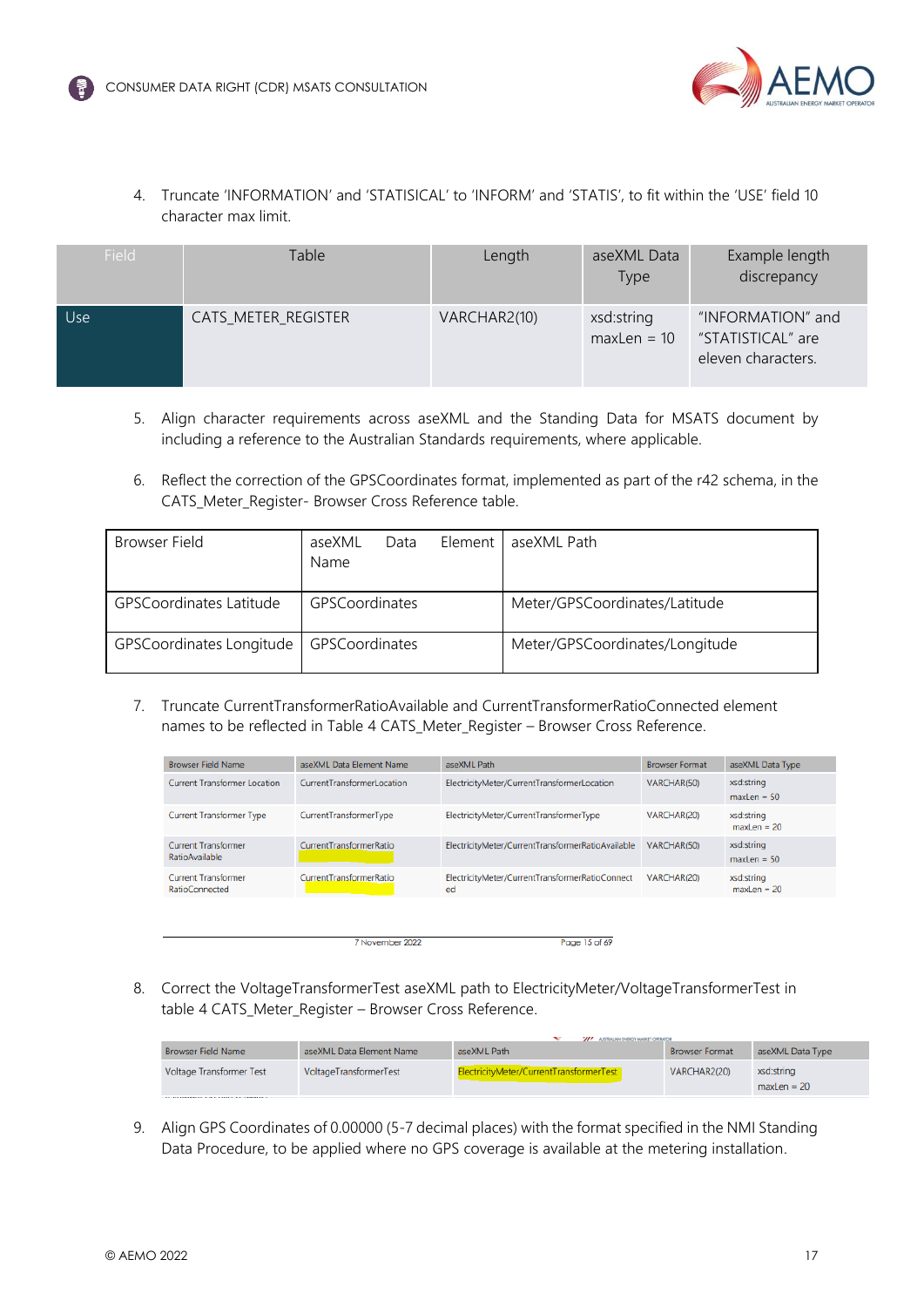4. Truncate 'INFORMATION' and 'STATISICAL' to 'INFORM' and 'STATIS', to fit within the 'USE' field 10 character max limit.

| Field | Table | Length | aseXML Data Type | Example length discrepancy |
|---|---|---|---|---|
| Use | CATS_METER_REGISTER | VARCHAR2(10) | xsd:string maxLen = 10 | "INFORMATION" and "STATISTICAL" are eleven characters. |

5. Align character requirements across aseXML and the Standing Data for MSATS document by including a reference to the Australian Standards requirements, where applicable.

6. Reflect the correction of the GPSCoordinates format, implemented as part of the r42 schema, in the CATS_Meter_Register- Browser Cross Reference table.

| Browser Field | aseXML Data Element Name | aseXML Path |
|---|---|---|
| GPSCoordinates Latitude | GPSCoordinates | Meter/GPSCoordinates/Latitude |
| GPSCoordinates Longitude | GPSCoordinates | Meter/GPSCoordinates/Longitude |

7. Truncate CurrentTransformerRatioAvailable and CurrentTransformerRatioConnected element names to be reflected in Table 4 CATS_Meter_Register – Browser Cross Reference.

| Browser Field Name | aseXML Data Element Name | aseXML Path | Browser Format | aseXML Data Type |
|---|---|---|---|---|
| Current Transformer Location | CurrentTransformerLocation | ElectricityMeter/CurrentTransformerLocation | VARCHAR(50) | xsd:string maxLen = 50 |
| Current Transformer Type | CurrentTransformerType | ElectricityMeter/CurrentTransformerType | VARCHAR(20) | xsd:string maxLen = 20 |
| Current Transformer RatioAvailable | CurrentTransformerRatio | ElectricityMeter/CurrentTransformerRatioAvailable | VARCHAR(50) | xsd:string maxLen = 50 |
| Current Transformer RatioConnected | CurrentTransformerRatio | ElectricityMeter/CurrentTransformerRatioConnected | VARCHAR(20) | xsd:string maxLen = 20 |

8. Correct the VoltageTransformerTest aseXML path to ElectricityMeter/VoltageTransformerTest in table 4 CATS_Meter_Register – Browser Cross Reference.

| Browser Field Name | aseXML Data Element Name | aseXML Path | Browser Format | aseXML Data Type |
|---|---|---|---|---|
| Voltage Transformer Test | VoltageTransformerTest | ElectricityMeter/CurrentTransformerTest | VARCHAR2(20) | xsd:string maxLen = 20 |

9. Align GPS Coordinates of 0.00000 (5-7 decimal places) with the format specified in the NMI Standing Data Procedure, to be applied where no GPS coverage is available at the metering installation.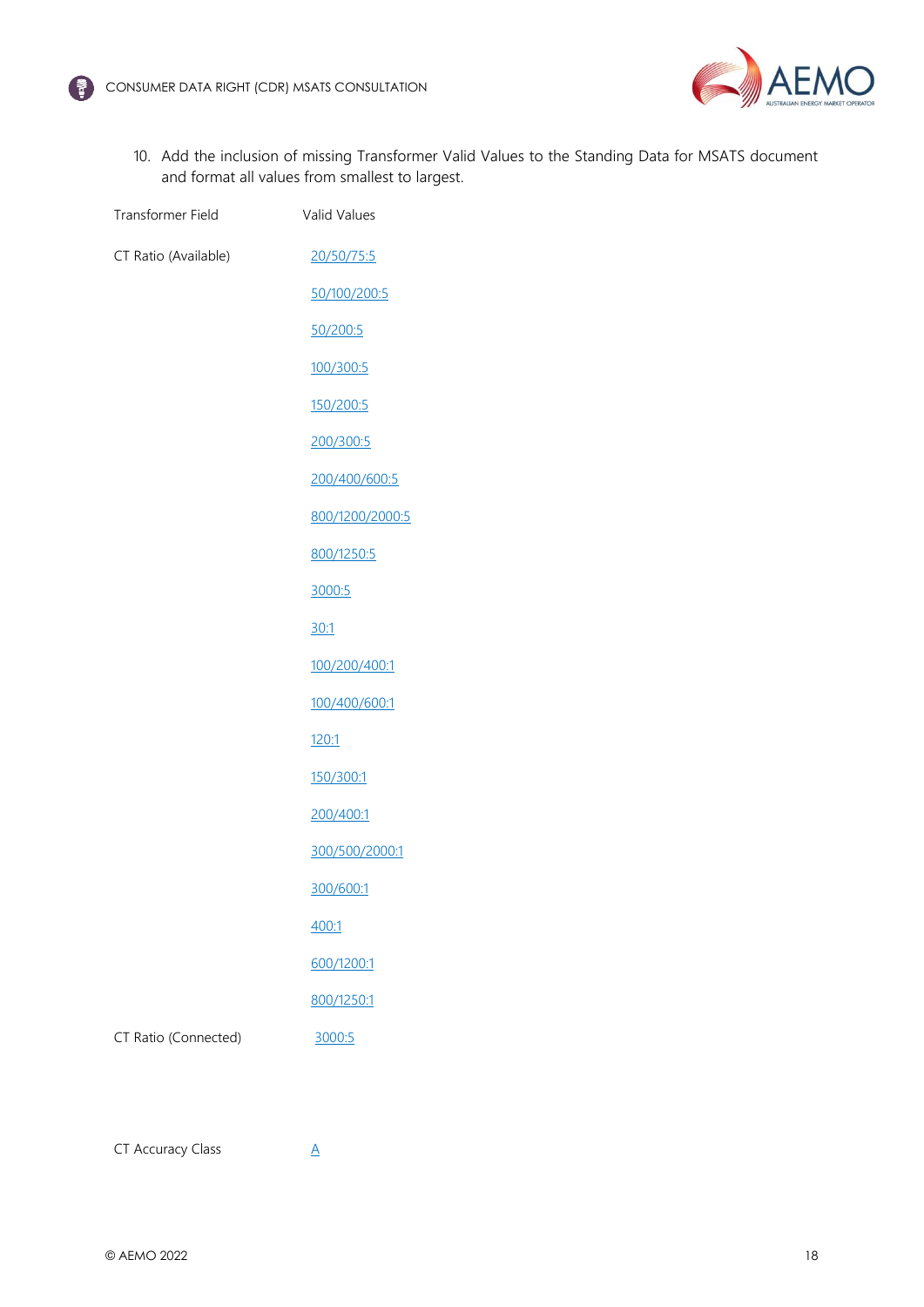10. Add the inclusion of missing Transformer Valid Values to the Standing Data for MSATS document and format all values from smallest to largest.

| Transformer Field | Valid Values |
| --- | --- |
| CT Ratio (Available) | 20/50/75:5 |
| | 50/100/200:5 |
| | 50/200:5 |
| | 100/300:5 |
| | 150/200:5 |
| | 200/300:5 |
| | 200/400/600:5 |
| | 800/1200/2000:5 |
| | 800/1250:5 |
| | 3000:5 |
| | 30:1 |
| | 100/200/400:1 |
| | 100/400/600:1 |
| | 120:1 |
| | 150/300:1 |
| | 200/400:1 |
| | 300/500/2000:1 |
| | 300/600:1 |
| | 400:1 |
| | 600/1200:1 |
| | 800/1250:1 |
| CT Ratio (Connected) | 3000:5 |
| CT Accuracy Class | A |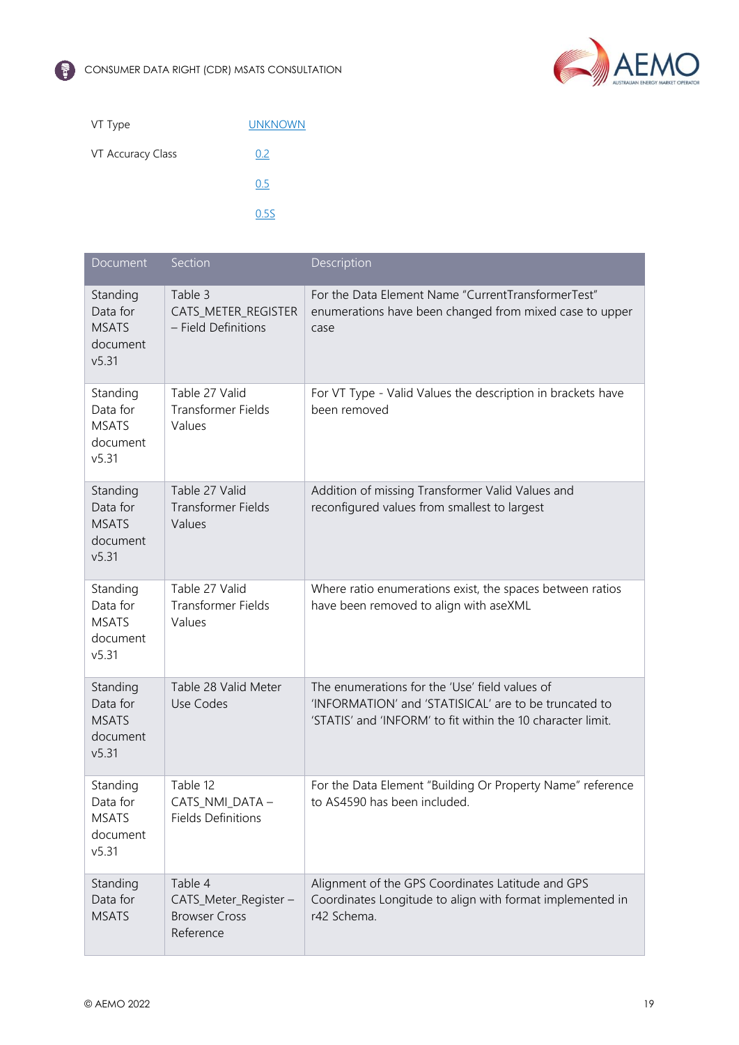| | |
|---|---|
| VT Type | UNKNOWN |
| VT Accuracy Class | 0.2 |
| | 0.5 |
| | 0.5S |

| Document | Section | Description |
|---|---|---|
| Standing Data for MSATS document v5.31 | Table 3 CATS_METER_REGISTER – Field Definitions | For the Data Element Name "CurrentTransformerTest" enumerations have been changed from mixed case to upper case |
| Standing Data for MSATS document v5.31 | Table 27 Valid Transformer Fields Values | For VT Type - Valid Values the description in brackets have been removed |
| Standing Data for MSATS document v5.31 | Table 27 Valid Transformer Fields Values | Addition of missing Transformer Valid Values and reconfigured values from smallest to largest |
| Standing Data for MSATS document v5.31 | Table 27 Valid Transformer Fields Values | Where ratio enumerations exist, the spaces between ratios have been removed to align with aseXML |
| Standing Data for MSATS document v5.31 | Table 28 Valid Meter Use Codes | The enumerations for the 'Use' field values of 'INFORMATION' and 'STATISICAL' are to be truncated to 'STATIS' and 'INFORM' to fit within the 10 character limit. |
| Standing Data for MSATS document v5.31 | Table 12 CATS_NMI_DATA – Fields Definitions | For the Data Element "Building Or Property Name" reference to AS4590 has been included. |
| Standing Data for MSATS | Table 4 CATS_Meter_Register – Browser Cross Reference | Alignment of the GPS Coordinates Latitude and GPS Coordinates Longitude to align with format implemented in r42 Schema. |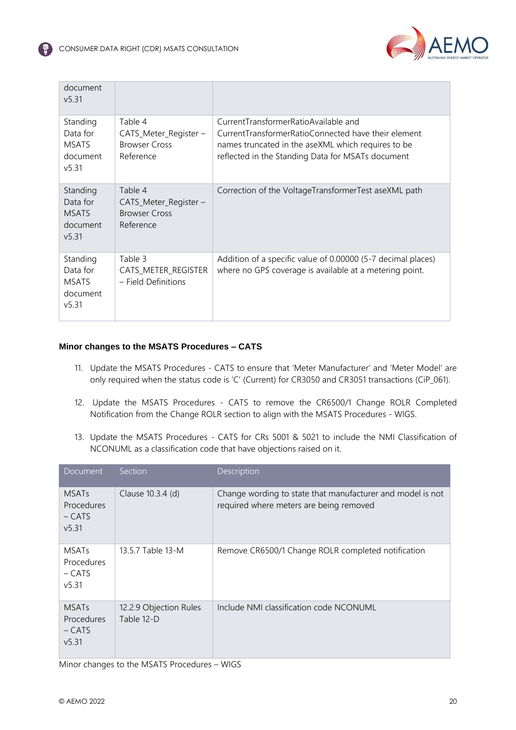| | | |
|---|---|---|
| document v5.31 | | |
| Standing Data for MSATS document v5.31 | Table 4 CATS_Meter_Register – Browser Cross Reference | CurrentTransformerRatioAvailable and CurrentTransformerRatioConnected have their element names truncated in the aseXML which requires to be reflected in the Standing Data for MSATs document |
| Standing Data for MSATS document v5.31 | Table 4 CATS_Meter_Register – Browser Cross Reference | Correction of the VoltageTransformerTest aseXML path |
| Standing Data for MSATS document v5.31 | Table 3 CATS_METER_REGISTER – Field Definitions | Addition of a specific value of 0.00000 (5-7 decimal places) where no GPS coverage is available at a metering point. |

**Minor changes to the MSATS Procedures – CATS**

11. Update the MSATS Procedures - CATS to ensure that 'Meter Manufacturer' and 'Meter Model' are only required when the status code is 'C' (Current) for CR3050 and CR3051 transactions (CiP_061).

12. Update the MSATS Procedures - CATS to remove the CR6500/1 Change ROLR Completed Notification from the Change ROLR section to align with the MSATS Procedures - WIGS.

13. Update the MSATS Procedures - CATS for CRs 5001 & 5021 to include the NMI Classification of NCONUML as a classification code that have objections raised on it.

| Document | Section | Description |
|---|---|---|
| MSATs Procedures – CATS v5.31 | Clause 10.3.4 (d) | Change wording to state that manufacturer and model is not required where meters are being removed |
| MSATs Procedures – CATS v5.31 | 13.5.7 Table 13-M | Remove CR6500/1 Change ROLR completed notification |
| MSATs Procedures – CATS v5.31 | 12.2.9 Objection Rules Table 12-D | Include NMI classification code NCONUML |

Minor changes to the MSATS Procedures – WIGS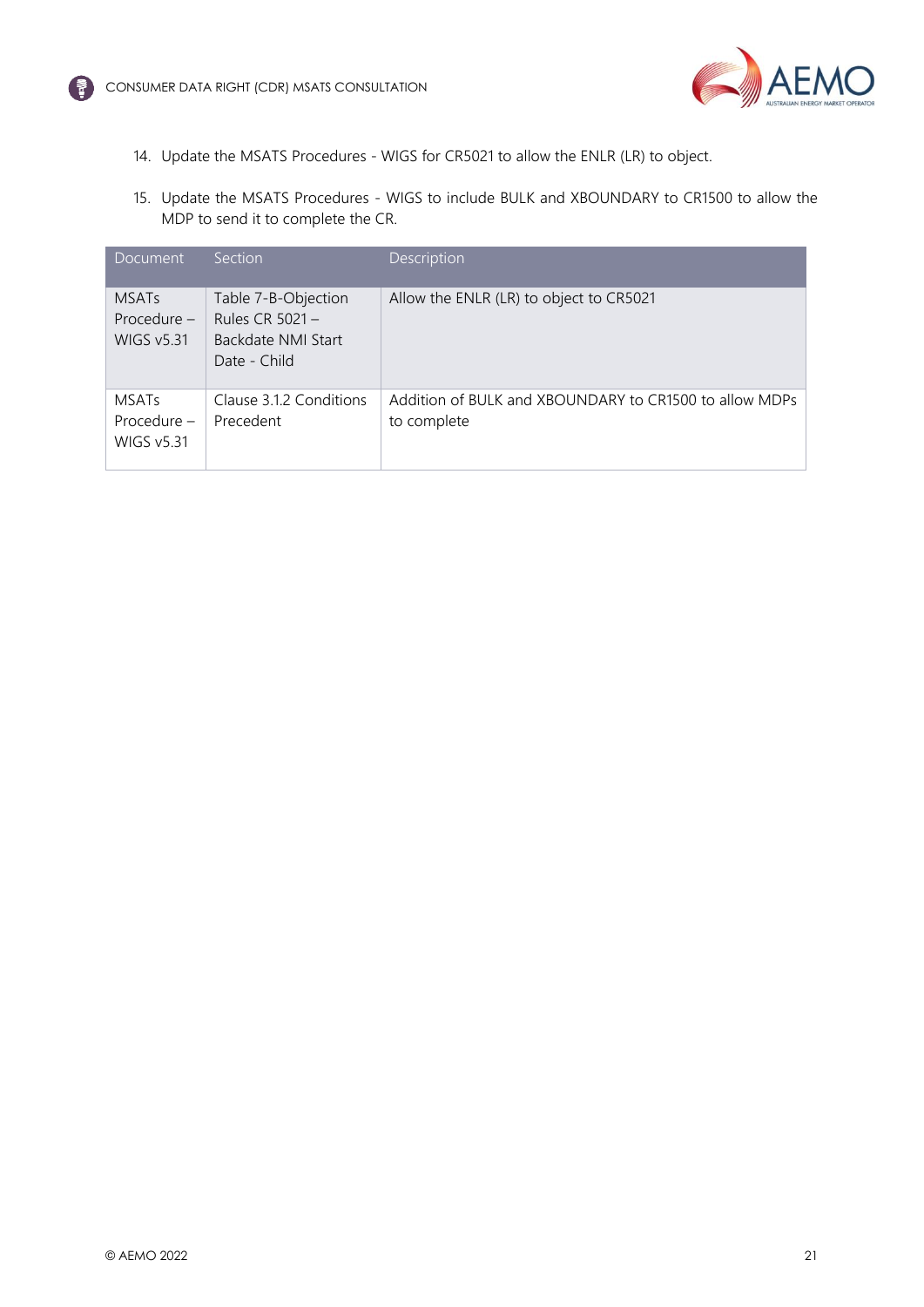14. Update the MSATS Procedures - WIGS for CR5021 to allow the ENLR (LR) to object.

15. Update the MSATS Procedures - WIGS to include BULK and XBOUNDARY to CR1500 to allow the MDP to send it to complete the CR.

| Document | Section | Description |
|---|---|---|
| MSATs Procedure – WIGS v5.31 | Table 7-B-Objection Rules CR 5021 – Backdate NMI Start Date - Child | Allow the ENLR (LR) to object to CR5021 |
| MSATs Procedure – WIGS v5.31 | Clause 3.1.2 Conditions Precedent | Addition of BULK and XBOUNDARY to CR1500 to allow MDPs to complete |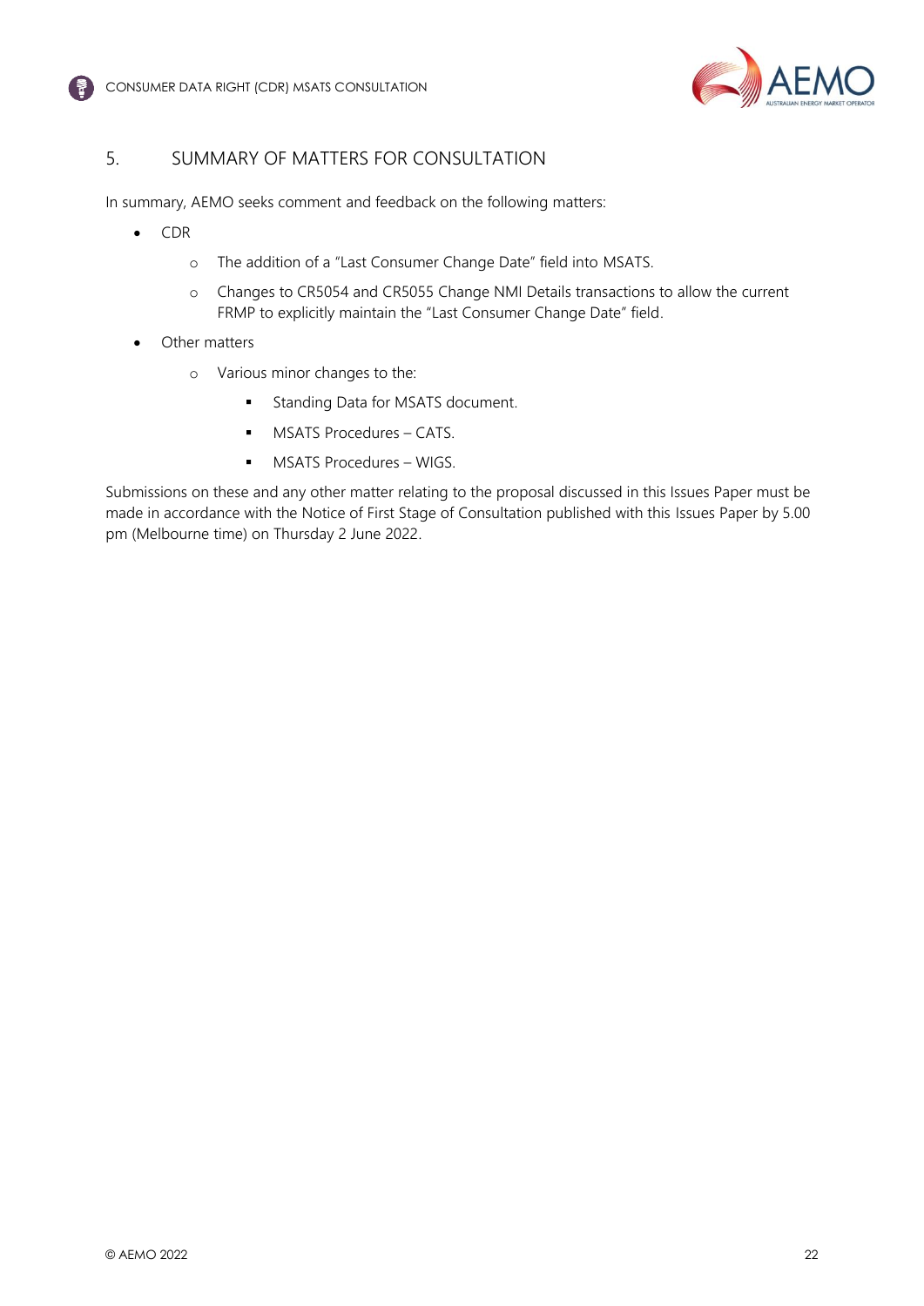## 5. SUMMARY OF MATTERS FOR CONSULTATION

In summary, AEMO seeks comment and feedback on the following matters:

- CDR
  - The addition of a "Last Consumer Change Date" field into MSATS.
  - Changes to CR5054 and CR5055 Change NMI Details transactions to allow the current FRMP to explicitly maintain the "Last Consumer Change Date" field.
- Other matters
  - Various minor changes to the:
    - Standing Data for MSATS document.
    - MSATS Procedures – CATS.
    - MSATS Procedures – WIGS.

Submissions on these and any other matter relating to the proposal discussed in this Issues Paper must be made in accordance with the Notice of First Stage of Consultation published with this Issues Paper by 5.00 pm (Melbourne time) on Thursday 2 June 2022.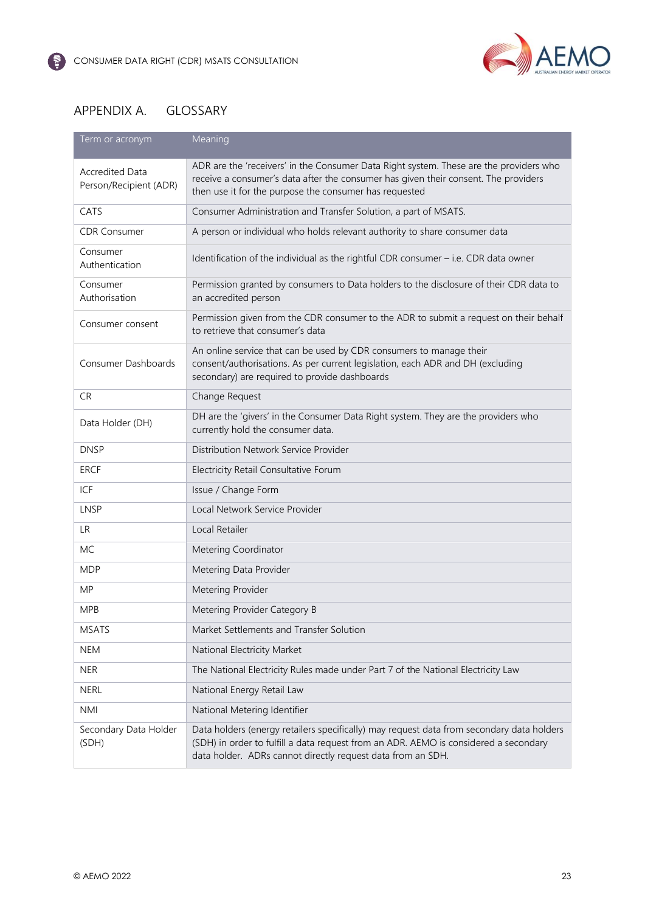## APPENDIX A. GLOSSARY

| Term or acronym | Meaning |
|---|---|
| Accredited Data Person/Recipient (ADR) | ADR are the 'receivers' in the Consumer Data Right system. These are the providers who receive a consumer's data after the consumer has given their consent. The providers then use it for the purpose the consumer has requested |
| CATS | Consumer Administration and Transfer Solution, a part of MSATS. |
| CDR Consumer | A person or individual who holds relevant authority to share consumer data |
| Consumer Authentication | Identification of the individual as the rightful CDR consumer – i.e. CDR data owner |
| Consumer Authorisation | Permission granted by consumers to Data holders to the disclosure of their CDR data to an accredited person |
| Consumer consent | Permission given from the CDR consumer to the ADR to submit a request on their behalf to retrieve that consumer's data |
| Consumer Dashboards | An online service that can be used by CDR consumers to manage their consent/authorisations. As per current legislation, each ADR and DH (excluding secondary) are required to provide dashboards |
| CR | Change Request |
| Data Holder (DH) | DH are the 'givers' in the Consumer Data Right system. They are the providers who currently hold the consumer data. |
| DNSP | Distribution Network Service Provider |
| ERCF | Electricity Retail Consultative Forum |
| ICF | Issue / Change Form |
| LNSP | Local Network Service Provider |
| LR | Local Retailer |
| MC | Metering Coordinator |
| MDP | Metering Data Provider |
| MP | Metering Provider |
| MPB | Metering Provider Category B |
| MSATS | Market Settlements and Transfer Solution |
| NEM | National Electricity Market |
| NER | The National Electricity Rules made under Part 7 of the National Electricity Law |
| NERL | National Energy Retail Law |
| NMI | National Metering Identifier |
| Secondary Data Holder (SDH) | Data holders (energy retailers specifically) may request data from secondary data holders (SDH) in order to fulfill a data request from an ADR. AEMO is considered a secondary data holder. ADRs cannot directly request data from an SDH. |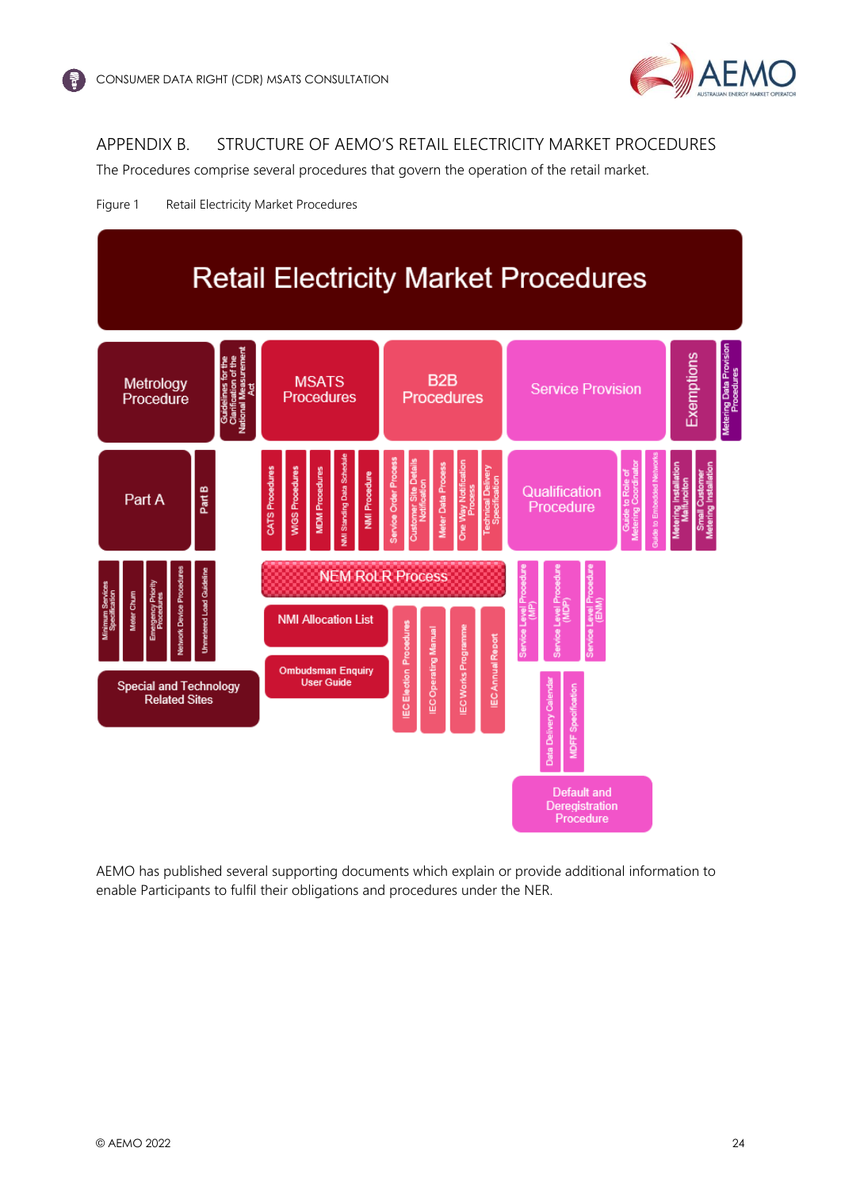## APPENDIX B. STRUCTURE OF AEMO'S RETAIL ELECTRICITY MARKET PROCEDURES

The Procedures comprise several procedures that govern the operation of the retail market.

Figure 1 Retail Electricity Market Procedures

Retail Electricity Market Procedures

- Metrology Procedure
  - Guidelines for the Clarification of the National Measurement Act
  - Part A
  - Part B
  - Minimum Services Specification
  - Meter Churn
  - Emergency Priority Procedures
  - Network Device Procedures
  - Unmetered Load Guideline
  - Special and Technology Related Sites
- MSATS Procedures
  - CATS Procedures
  - WIGS Procedures
  - MDM Procedures
  - NMI Standing Data Schedule
  - NMI Procedure
  - NEM RoLR Process
  - NMI Allocation List
  - Ombudsman Enquiry User Guide
- B2B Procedures
  - Service Order Process
  - Customer Site Details Notification
  - Meter Data Process
  - One Way Notification Process
  - Technical Delivery Specification
  - IEC Election Procedures
  - IEC Operating Manual
  - IEC Works Programme
  - IEC Annual Report
- Service Provision
  - Qualification Procedure
  - Service Level Procedure (MP)
  - Service Level Procedure (MDP)
  - Service Level Procedure (ENM)
  - Data Delivery Calendar
  - MDFF Specification
  - Default and Deregistration Procedure
  - Guide to Role of Metering Coordinator
  - Guide to Embedded Networks
- Exemptions
  - Metering Installation Malfunction
  - Small Customer Metering Installation
- Metering Data Provision Procedures

AEMO has published several supporting documents which explain or provide additional information to enable Participants to fulfil their obligations and procedures under the NER.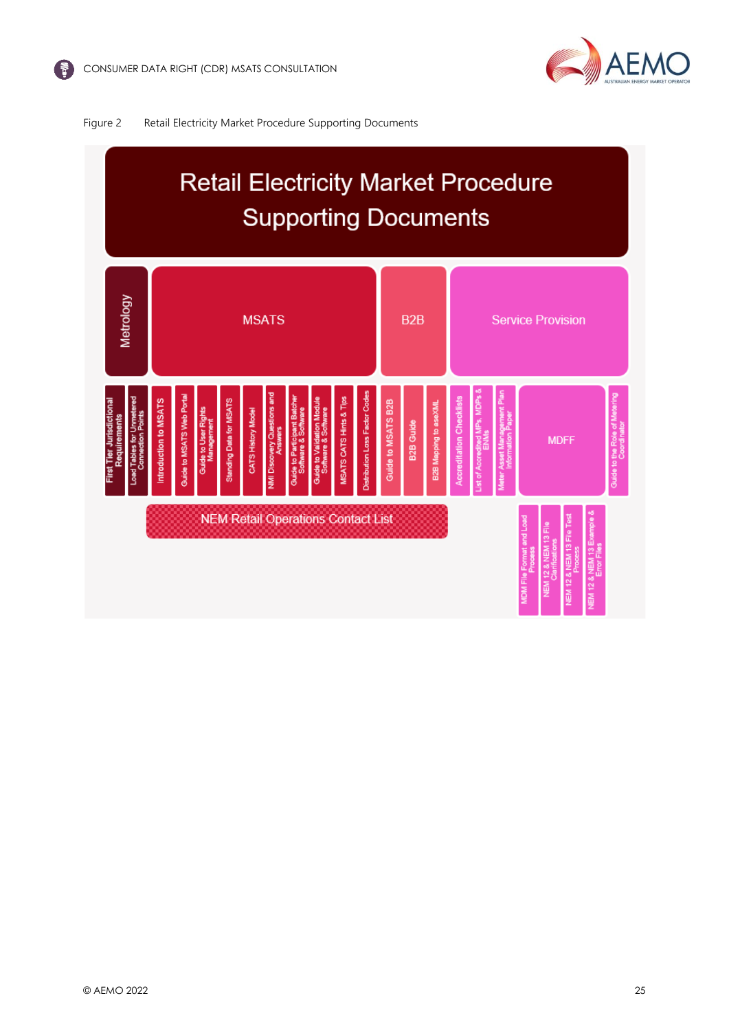Figure 2 Retail Electricity Market Procedure Supporting Documents

Retail Electricity Market Procedure Supporting Documents

Metrology

MSATS

B2B

Service Provision

First Tier Jurisdictional Requirements

Load Tables for Unmetered Connection Points

Introduction to MSATS

Guide to MSATS Web Portal

Guide to User Rights Management

Standing Data for MSATS

CATS History Model

NMI Discovery Questions and Answers

Guide to Participant Batcher Software & Software

Guide to Validation Module Software & Software

MSATS CATS Hints & Tips

Distribution Loss Factor Codes

Guide to MSATS B2B

B2B Guide

B2B Mapping to aseXML

Accreditation Checklists

List of Accredited MPs, MDPs & ENMs

Meter Asset Management Plan Information Paper

MDFF

Guide to the Role of Metering Coordinator

NEM Retail Operations Contact List

MDM File Format and Load Process

NEM 12 & NEM 13 File Clarifications

NEM 12 & NEM 13 File Test Process

NEM 12 & NEM 13 Example & Error Files